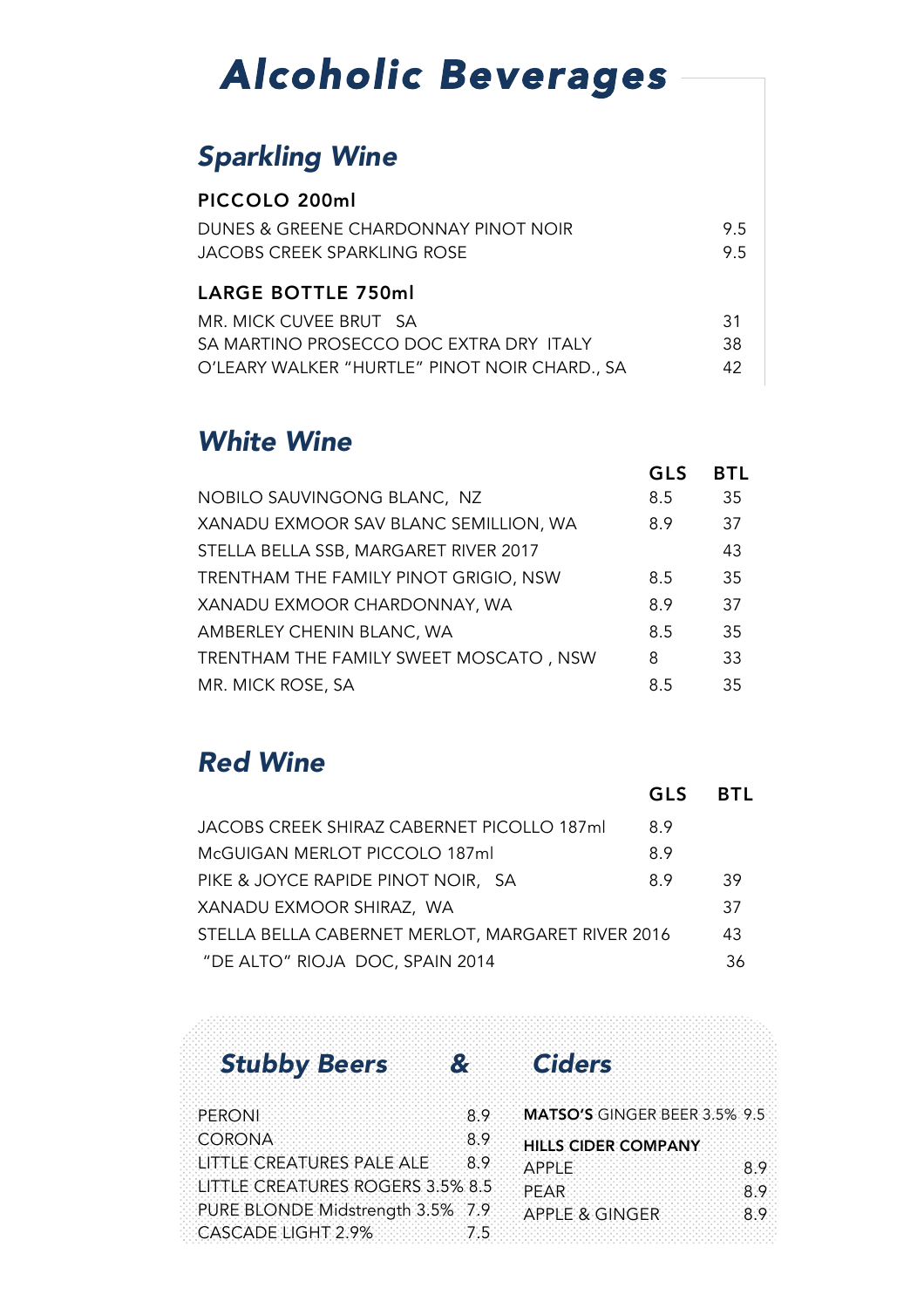# *Alcoholic Beverages*

## *Sparkling Wine*

### PICCOLO 200ml

| | |
|---|---|
| DUNES & GREENE CHARDONNAY PINOT NOIR | 9.5 |
| JACOBS CREEK SPARKLING ROSE | 9.5 |

### LARGE BOTTLE 750ml

| | |
|---|---|
| MR. MICK CUVEE BRUT SA | 31 |
| SA MARTINO PROSECCO DOC EXTRA DRY ITALY | 38 |
| O'LEARY WALKER "HURTLE" PINOT NOIR CHARD., SA | 42 |

## *White Wine*

| | GLS | BTL |
|---|---|---|
| NOBILO SAUVINGONG BLANC, NZ | 8.5 | 35 |
| XANADU EXMOOR SAV BLANC SEMILLION, WA | 8.9 | 37 |
| STELLA BELLA SSB, MARGARET RIVER 2017 | | 43 |
| TRENTHAM THE FAMILY PINOT GRIGIO, NSW | 8.5 | 35 |
| XANADU EXMOOR CHARDONNAY, WA | 8.9 | 37 |
| AMBERLEY CHENIN BLANC, WA | 8.5 | 35 |
| TRENTHAM THE FAMILY SWEET MOSCATO , NSW | 8 | 33 |
| MR. MICK ROSE, SA | 8.5 | 35 |

## *Red Wine*

| | GLS | BTL |
|---|---|---|
| JACOBS CREEK SHIRAZ CABERNET PICOLLO 187ml | 8.9 | |
| McGUIGAN MERLOT PICCOLO 187ml | 8.9 | |
| PIKE & JOYCE RAPIDE PINOT NOIR, SA | 8.9 | 39 |
| XANADU EXMOOR SHIRAZ, WA | | 37 |
| STELLA BELLA CABERNET MERLOT, MARGARET RIVER 2016 | | 43 |
| "DE ALTO" RIOJA DOC, SPAIN 2014 | | 36 |

## *Stubby Beers & Ciders*

| | |
|---|---|
| PERONI | 8.9 |
| CORONA | 8.9 |
| LITTLE CREATURES PALE ALE | 8.9 |
| LITTLE CREATURES ROGERS 3.5% | 8.5 |
| PURE BLONDE Midstrength 3.5% | 7.9 |
| CASCADE LIGHT 2.9% | 7.5 |

| | |
|---|---|
| **MATSO'S** GINGER BEER 3.5% | 9.5 |

**HILLS CIDER COMPANY**

| | |
|---|---|
| APPLE | 8.9 |
| PEAR | 8.9 |
| APPLE & GINGER | 8.9 |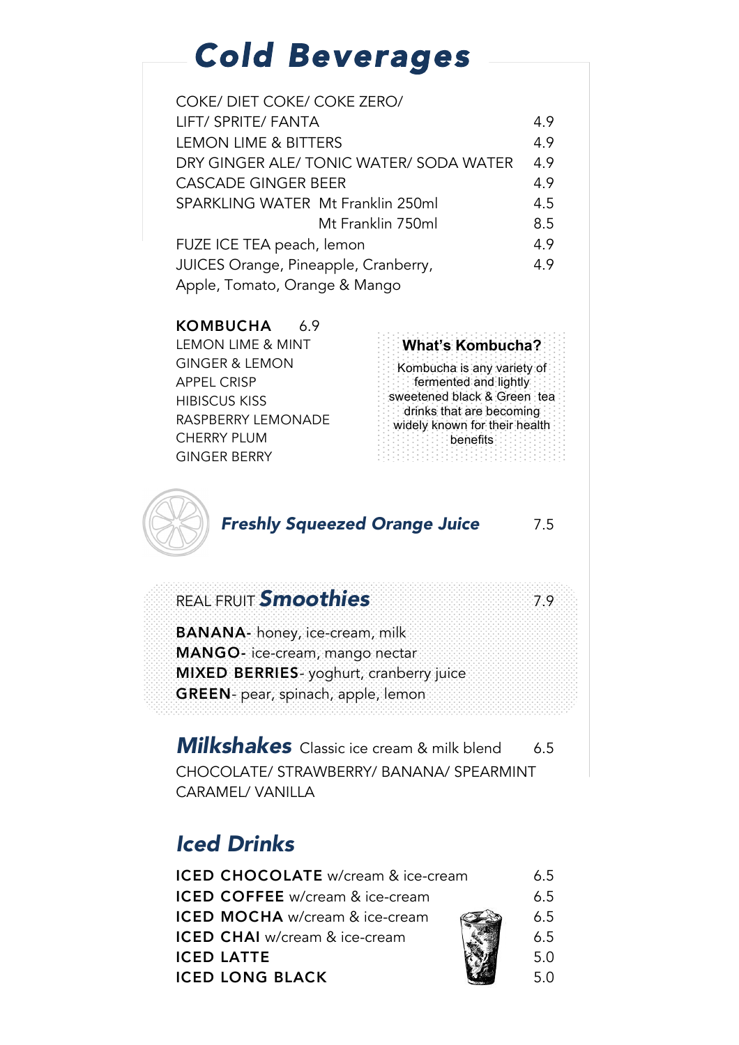# Cold Beverages

| | |
|---|---|
| COKE/ DIET COKE/ COKE ZERO/ LIFT/ SPRITE/ FANTA | 4.9 |
| LEMON LIME & BITTERS | 4.9 |
| DRY GINGER ALE/ TONIC WATER/ SODA WATER | 4.9 |
| CASCADE GINGER BEER | 4.9 |
| SPARKLING WATER Mt Franklin 250ml | 4.5 |
| Mt Franklin 750ml | 8.5 |
| FUZE ICE TEA peach, lemon | 4.9 |
| JUICES Orange, Pineapple, Cranberry, Apple, Tomato, Orange & Mango | 4.9 |

**KOMBUCHA** 6.9

LEMON LIME & MINT
GINGER & LEMON
APPEL CRISP
HIBISCUS KISS
RASPBERRY LEMONADE
CHERRY PLUM
GINGER BERRY

**What's Kombucha?**

Kombucha is any variety of fermented and lightly sweetened black & Green tea drinks that are becoming widely known for their health benefits

***Freshly Squeezed Orange Juice*** 7.5

## REAL FRUIT ***Smoothies*** 7.9

**BANANA**- honey, ice-cream, milk
**MANGO**- ice-cream, mango nectar
**MIXED BERRIES**- yoghurt, cranberry juice
**GREEN**- pear, spinach, apple, lemon

## ***Milkshakes*** Classic ice cream & milk blend 6.5

CHOCOLATE/ STRAWBERRY/ BANANA/ SPEARMINT CARAMEL/ VANILLA

## *Iced Drinks*

| | |
|---|---|
| **ICED CHOCOLATE** w/cream & ice-cream | 6.5 |
| **ICED COFFEE** w/cream & ice-cream | 6.5 |
| **ICED MOCHA** w/cream & ice-cream | 6.5 |
| **ICED CHAI** w/cream & ice-cream | 6.5 |
| **ICED LATTE** | 5.0 |
| **ICED LONG BLACK** | 5.0 |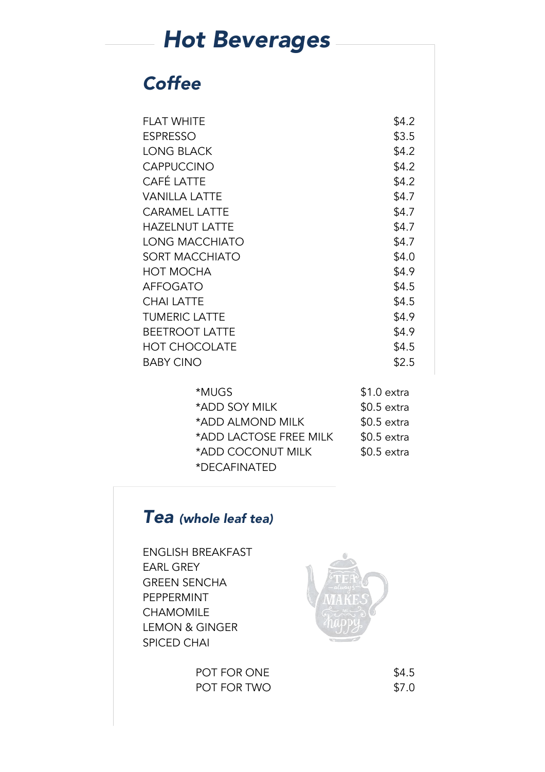# Hot Beverages

## Coffee

| | |
|---|---|
| FLAT WHITE | $4.2 |
| ESPRESSO | $3.5 |
| LONG BLACK | $4.2 |
| CAPPUCCINO | $4.2 |
| CAFÉ LATTE | $4.2 |
| VANILLA LATTE | $4.7 |
| CARAMEL LATTE | $4.7 |
| HAZELNUT LATTE | $4.7 |
| LONG MACCHIATO | $4.7 |
| SORT MACCHIATO | $4.0 |
| HOT MOCHA | $4.9 |
| AFFOGATO | $4.5 |
| CHAI LATTE | $4.5 |
| TUMERIC LATTE | $4.9 |
| BEETROOT LATTE | $4.9 |
| HOT CHOCOLATE | $4.5 |
| BABY CINO | $2.5 |

| | |
|---|---|
| *MUGS | $1.0 extra |
| *ADD SOY MILK | $0.5 extra |
| *ADD ALMOND MILK | $0.5 extra |
| *ADD LACTOSE FREE MILK | $0.5 extra |
| *ADD COCONUT MILK | $0.5 extra |
| *DECAFINATED | |

## Tea *(whole leaf tea)*

ENGLISH BREAKFAST
EARL GREY
GREEN SENCHA
PEPPERMINT
CHAMOMILE
LEMON & GINGER
SPICED CHAI

| | |
|---|---|
| POT FOR ONE | $4.5 |
| POT FOR TWO | $7.0 |